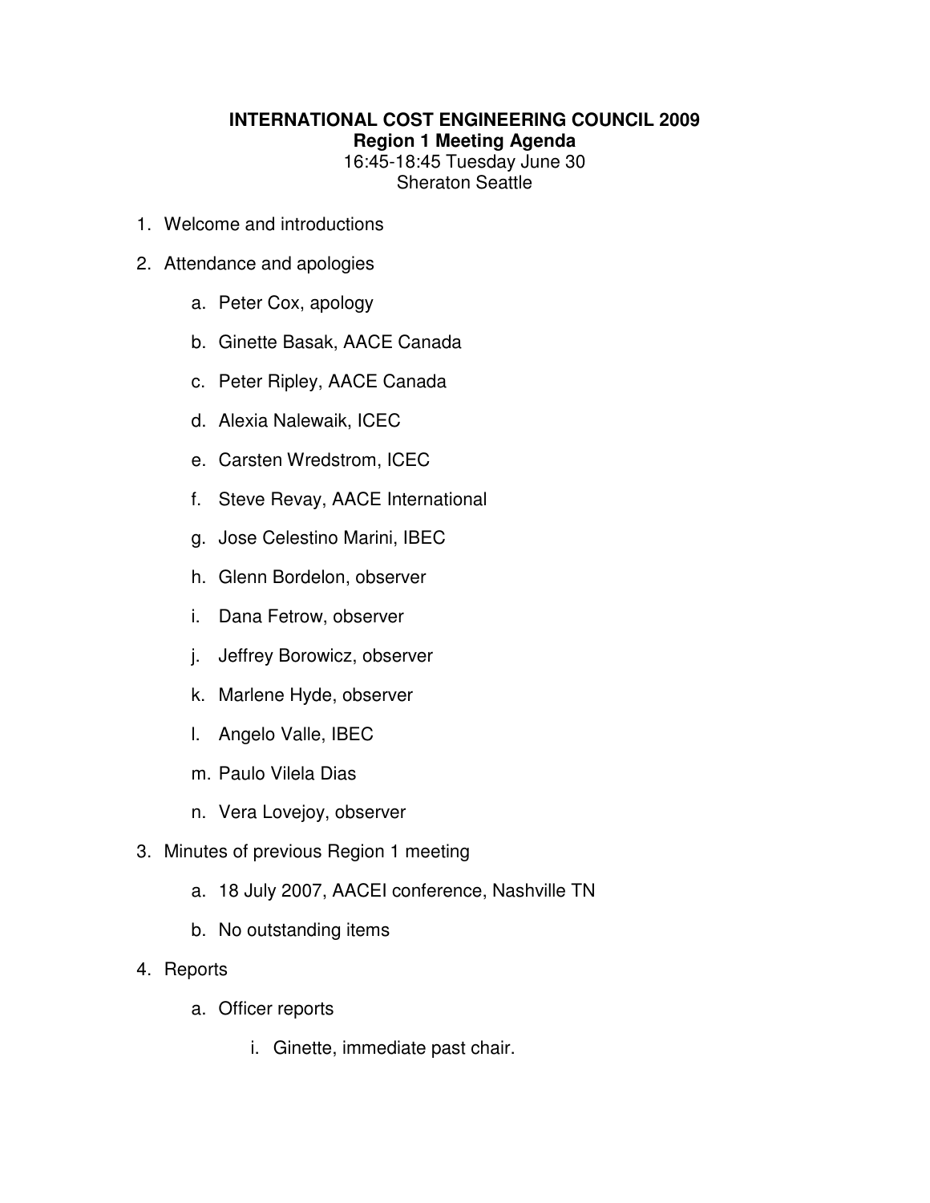**INTERNATIONAL COST ENGINEERING COUNCIL 2009**
**Region 1 Meeting Agenda**
16:45-18:45 Tuesday June 30
Sheraton Seattle

1. Welcome and introductions
2. Attendance and apologies
   a. Peter Cox, apology
   b. Ginette Basak, AACE Canada
   c. Peter Ripley, AACE Canada
   d. Alexia Nalewaik, ICEC
   e. Carsten Wredstrom, ICEC
   f. Steve Revay, AACE International
   g. Jose Celestino Marini, IBEC
   h. Glenn Bordelon, observer
   i. Dana Fetrow, observer
   j. Jeffrey Borowicz, observer
   k. Marlene Hyde, observer
   l. Angelo Valle, IBEC
   m. Paulo Vilela Dias
   n. Vera Lovejoy, observer
3. Minutes of previous Region 1 meeting
   a. 18 July 2007, AACEI conference, Nashville TN
   b. No outstanding items
4. Reports
   a. Officer reports
      i. Ginette, immediate past chair.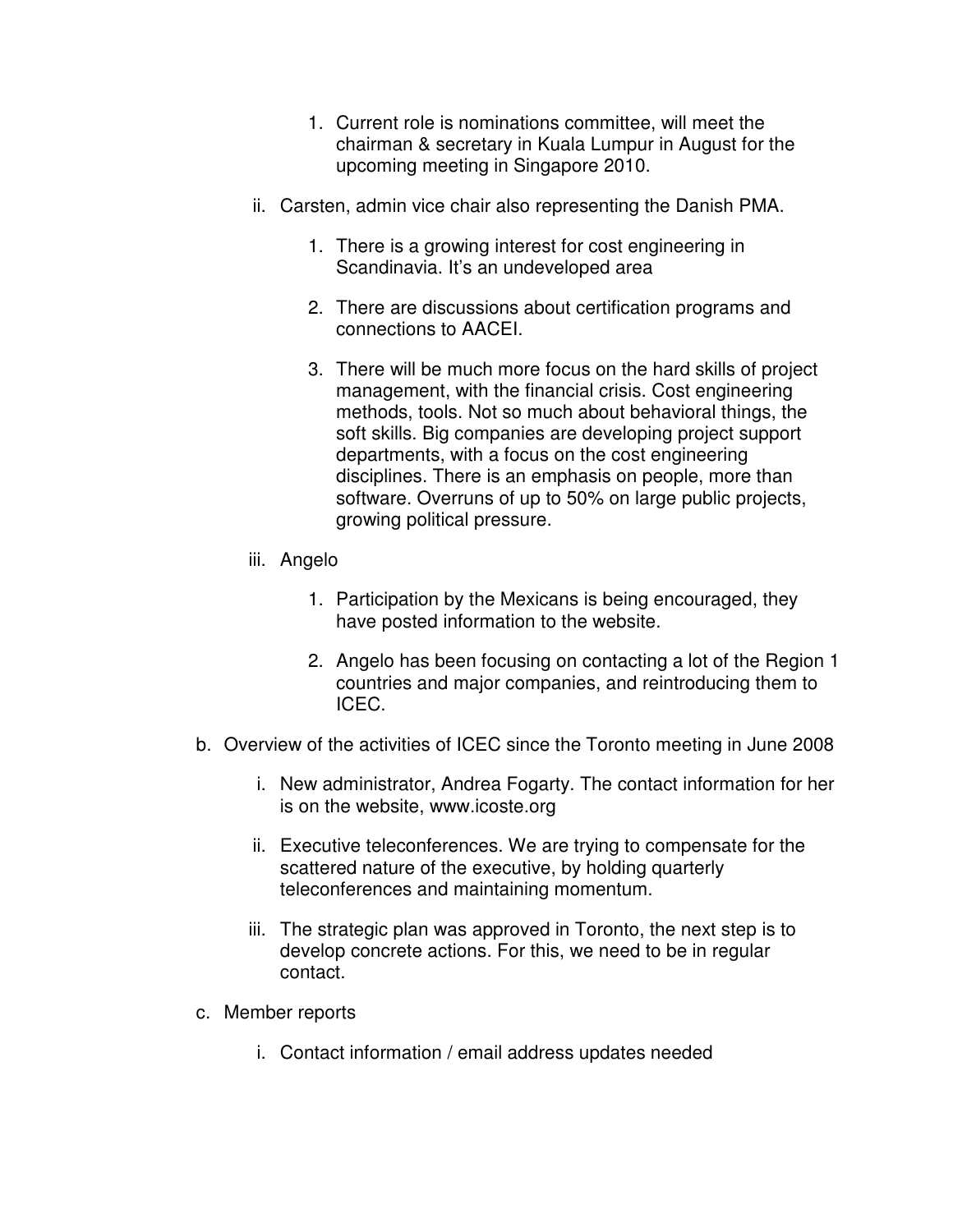1. Current role is nominations committee, will meet the chairman & secretary in Kuala Lumpur in August for the upcoming meeting in Singapore 2010.

ii. Carsten, admin vice chair also representing the Danish PMA.

1. There is a growing interest for cost engineering in Scandinavia. It's an undeveloped area

2. There are discussions about certification programs and connections to AACEI.

3. There will be much more focus on the hard skills of project management, with the financial crisis. Cost engineering methods, tools. Not so much about behavioral things, the soft skills. Big companies are developing project support departments, with a focus on the cost engineering disciplines. There is an emphasis on people, more than software. Overruns of up to 50% on large public projects, growing political pressure.

iii. Angelo

1. Participation by the Mexicans is being encouraged, they have posted information to the website.

2. Angelo has been focusing on contacting a lot of the Region 1 countries and major companies, and reintroducing them to ICEC.

b. Overview of the activities of ICEC since the Toronto meeting in June 2008

i. New administrator, Andrea Fogarty. The contact information for her is on the website, www.icoste.org

ii. Executive teleconferences. We are trying to compensate for the scattered nature of the executive, by holding quarterly teleconferences and maintaining momentum.

iii. The strategic plan was approved in Toronto, the next step is to develop concrete actions. For this, we need to be in regular contact.

c. Member reports

i. Contact information / email address updates needed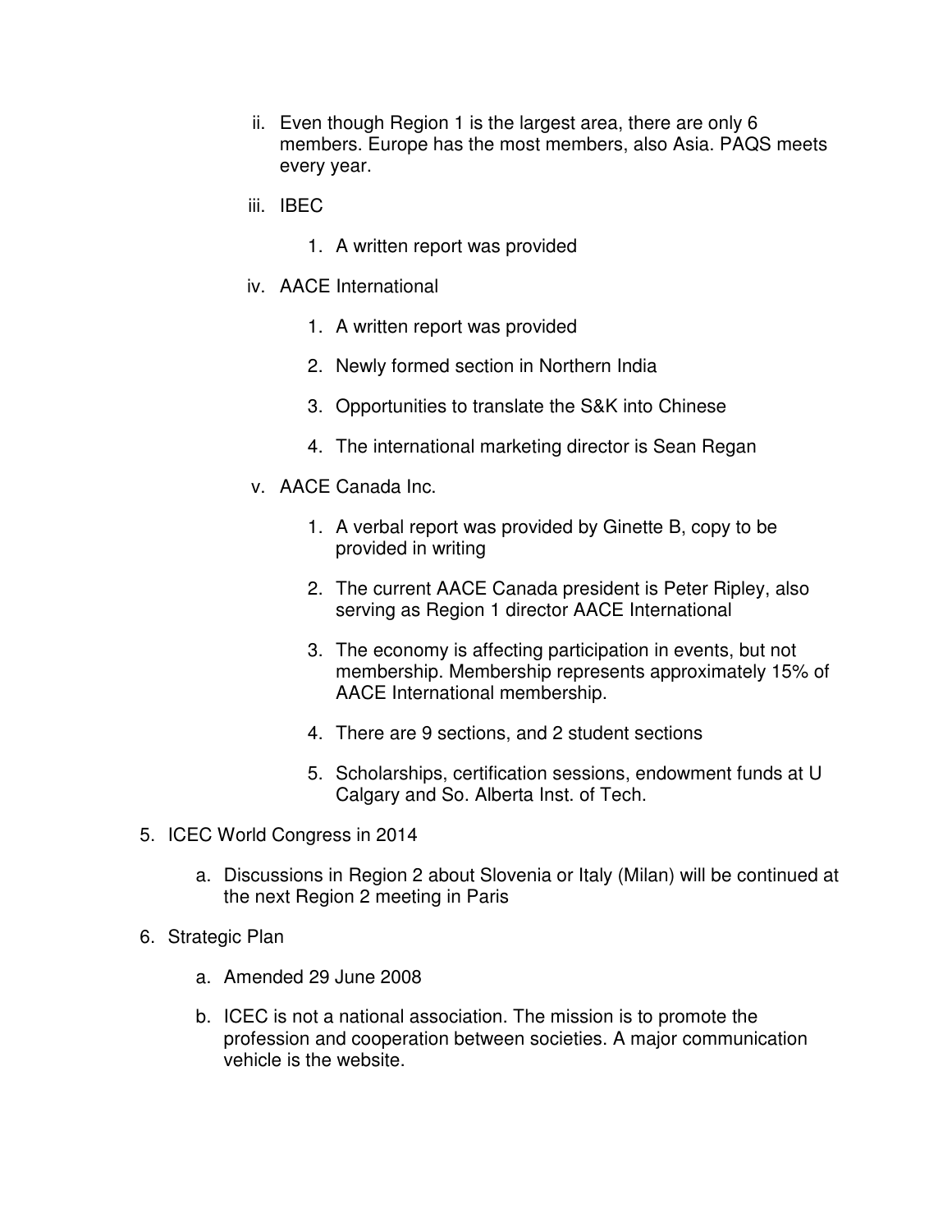ii. Even though Region 1 is the largest area, there are only 6 members. Europe has the most members, also Asia. PAQS meets every year.

   iii. IBEC

      1. A written report was provided

   iv. AACE International

      1. A written report was provided
      2. Newly formed section in Northern India
      3. Opportunities to translate the S&K into Chinese
      4. The international marketing director is Sean Regan

   v. AACE Canada Inc.

      1. A verbal report was provided by Ginette B, copy to be provided in writing
      2. The current AACE Canada president is Peter Ripley, also serving as Region 1 director AACE International
      3. The economy is affecting participation in events, but not membership. Membership represents approximately 15% of AACE International membership.
      4. There are 9 sections, and 2 student sections
      5. Scholarships, certification sessions, endowment funds at U Calgary and So. Alberta Inst. of Tech.

5. ICEC World Congress in 2014

   a. Discussions in Region 2 about Slovenia or Italy (Milan) will be continued at the next Region 2 meeting in Paris

6. Strategic Plan

   a. Amended 29 June 2008

   b. ICEC is not a national association. The mission is to promote the profession and cooperation between societies. A major communication vehicle is the website.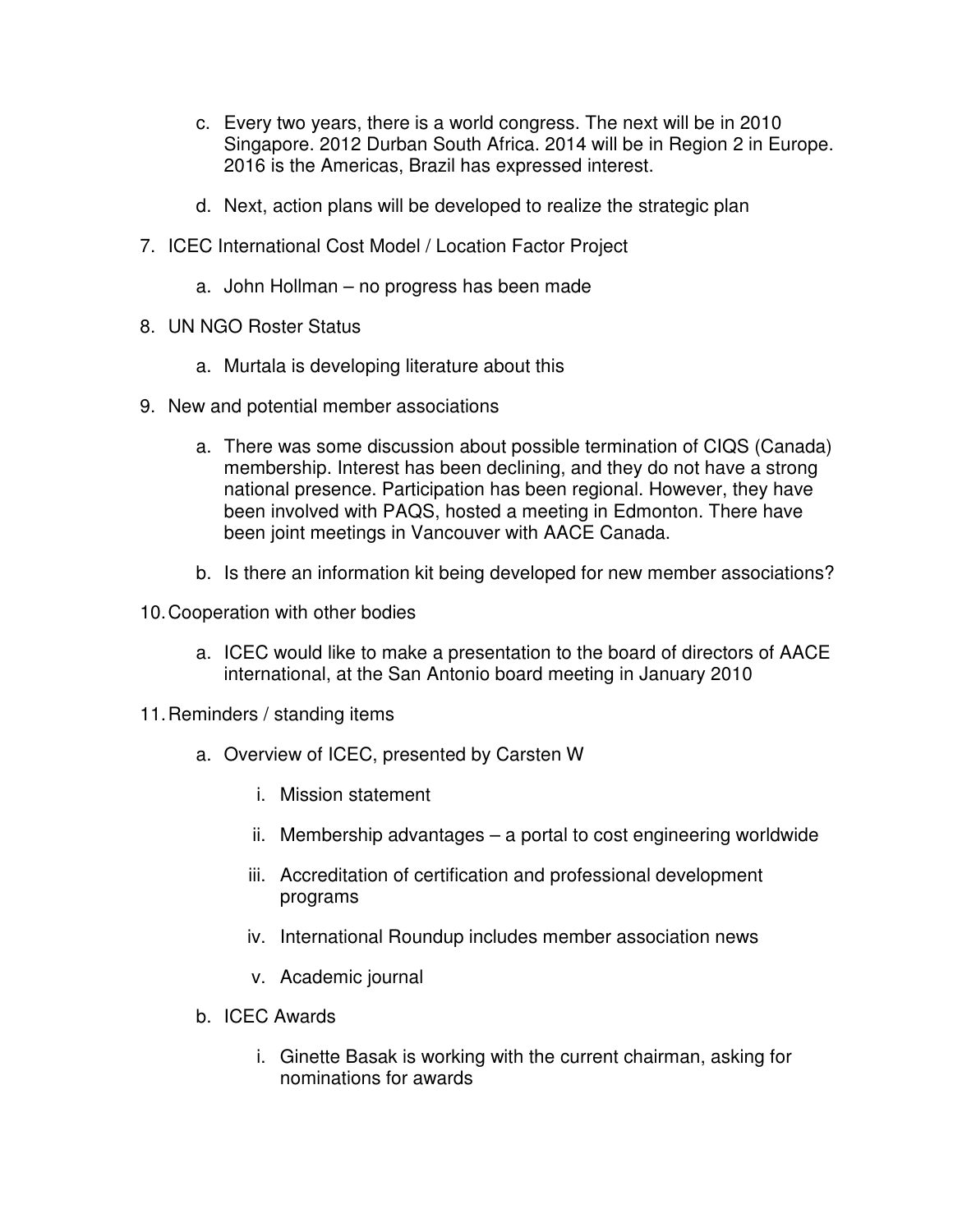c. Every two years, there is a world congress. The next will be in 2010 Singapore. 2012 Durban South Africa. 2014 will be in Region 2 in Europe. 2016 is the Americas, Brazil has expressed interest.

d. Next, action plans will be developed to realize the strategic plan

7. ICEC International Cost Model / Location Factor Project

   a. John Hollman – no progress has been made

8. UN NGO Roster Status

   a. Murtala is developing literature about this

9. New and potential member associations

   a. There was some discussion about possible termination of CIQS (Canada) membership. Interest has been declining, and they do not have a strong national presence. Participation has been regional. However, they have been involved with PAQS, hosted a meeting in Edmonton. There have been joint meetings in Vancouver with AACE Canada.

   b. Is there an information kit being developed for new member associations?

10. Cooperation with other bodies

    a. ICEC would like to make a presentation to the board of directors of AACE international, at the San Antonio board meeting in January 2010

11. Reminders / standing items

    a. Overview of ICEC, presented by Carsten W

       i. Mission statement

       ii. Membership advantages – a portal to cost engineering worldwide

       iii. Accreditation of certification and professional development programs

       iv. International Roundup includes member association news

       v. Academic journal

    b. ICEC Awards

       i. Ginette Basak is working with the current chairman, asking for nominations for awards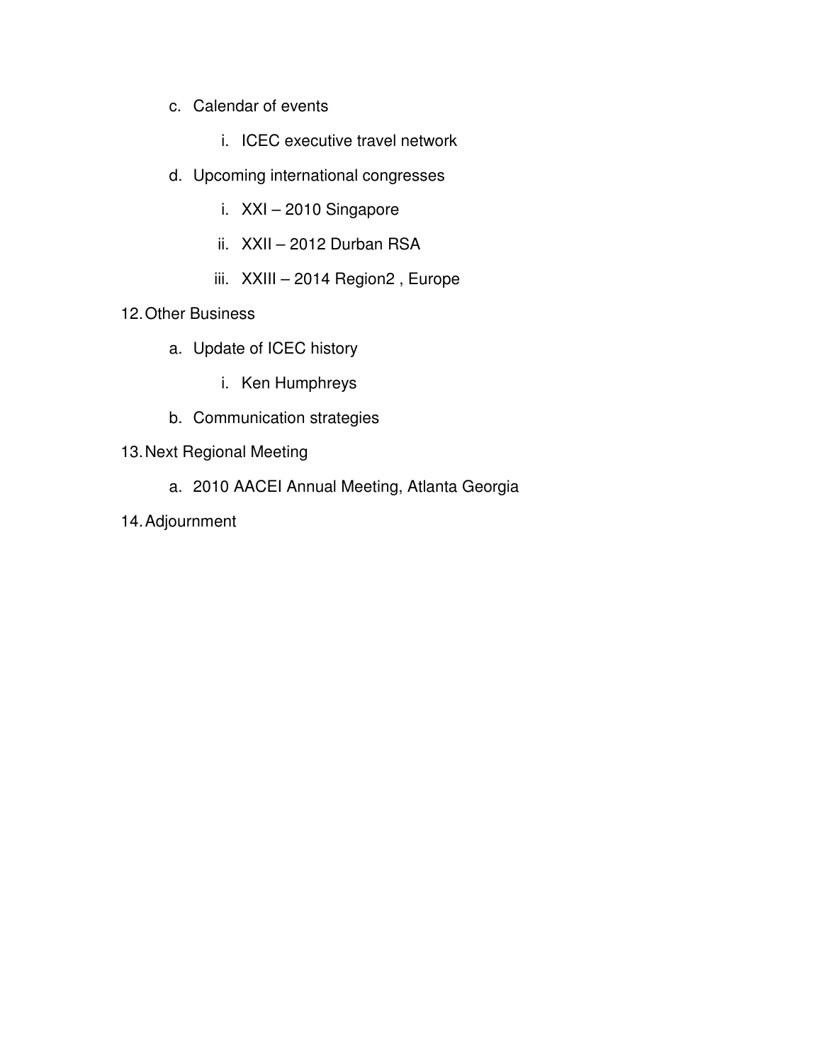c. Calendar of events

   i. ICEC executive travel network

d. Upcoming international congresses

   i. XXI – 2010 Singapore

   ii. XXII – 2012 Durban RSA

   iii. XXIII – 2014 Region2 , Europe

12. Other Business

   a. Update of ICEC history

      i. Ken Humphreys

   b. Communication strategies

13. Next Regional Meeting

   a. 2010 AACEI Annual Meeting, Atlanta Georgia

14. Adjournment